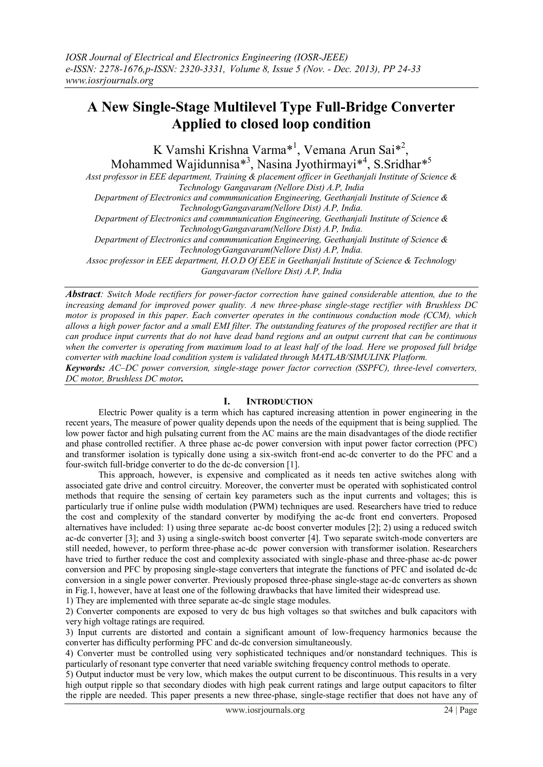# A New Single-Stage Multilevel Type Full-Bridge Converter Applied to closed loop condition

K Vamshi Krishna Varma*[1], Vemana Arun Sai*[2], Mohammed Wajidunnisa*[3], Nasina Jyothirmayi*[4], S.Sridhar*[5]

*Asst professor in EEE department, Training & placement officer in Geethanjali Institute of Science & Technology Gangavaram (Nellore Dist) A.P, India*
*Department of Electronics and commmunication Engineering, Geethanjali Institute of Science & TechnologyGangavaram(Nellore Dist) A.P, India.*
*Department of Electronics and commmunication Engineering, Geethanjali Institute of Science & TechnologyGangavaram(Nellore Dist) A.P, India.*
*Department of Electronics and commmunication Engineering, Geethanjali Institute of Science & TechnologyGangavaram(Nellore Dist) A.P, India.*
*Assoc professor in EEE department, H.O.D Of EEE in Geethanjali Institute of Science & Technology Gangavaram (Nellore Dist) A.P, India*

***Abstract**: Switch Mode rectifiers for power-factor correction have gained considerable attention, due to the increasing demand for improved power quality. A new three-phase single-stage rectifier with Brushless DC motor is proposed in this paper. Each converter operates in the continuous conduction mode (CCM), which allows a high power factor and a small EMI filter. The outstanding features of the proposed rectifier are that it can produce input currents that do not have dead band regions and an output current that can be continuous when the converter is operating from maximum load to at least half of the load. Here we proposed full bridge converter with machine load condition system is validated through MATLAB/SIMULINK Platform.*

***Keywords:** AC–DC power conversion, single-stage power factor correction (SSPFC), three-level converters, DC motor, Brushless DC motor.*

## I. Introduction

Electric Power quality is a term which has captured increasing attention in power engineering in the recent years, The measure of power quality depends upon the needs of the equipment that is being supplied. The low power factor and high pulsating current from the AC mains are the main disadvantages of the diode rectifier and phase controlled rectifier. A three phase ac-dc power conversion with input power factor correction (PFC) and transformer isolation is typically done using a six-switch front-end ac-dc converter to do the PFC and a four-switch full-bridge converter to do the dc-dc conversion [1].

This approach, however, is expensive and complicated as it needs ten active switches along with associated gate drive and control circuitry. Moreover, the converter must be operated with sophisticated control methods that require the sensing of certain key parameters such as the input currents and voltages; this is particularly true if online pulse width modulation (PWM) techniques are used. Researchers have tried to reduce the cost and complexity of the standard converter by modifying the ac-dc front end converters. Proposed alternatives have included: 1) using three separate ac-dc boost converter modules [2]; 2) using a reduced switch ac-dc converter [3]; and 3) using a single-switch boost converter [4]. Two separate switch-mode converters are still needed, however, to perform three-phase ac-dc power conversion with transformer isolation. Researchers have tried to further reduce the cost and complexity associated with single-phase and three-phase ac-dc power conversion and PFC by proposing single-stage converters that integrate the functions of PFC and isolated dc-dc conversion in a single power converter. Previously proposed three-phase single-stage ac-dc converters as shown in Fig.1, however, have at least one of the following drawbacks that have limited their widespread use.

1) They are implemented with three separate ac-dc single stage modules.
2) Converter components are exposed to very dc bus high voltages so that switches and bulk capacitors with very high voltage ratings are required.
3) Input currents are distorted and contain a significant amount of low-frequency harmonics because the converter has difficulty performing PFC and dc-dc conversion simultaneously.
4) Converter must be controlled using very sophisticated techniques and/or nonstandard techniques. This is particularly of resonant type converter that need variable switching frequency control methods to operate.
5) Output inductor must be very low, which makes the output current to be discontinuous. This results in a very high output ripple so that secondary diodes with high peak current ratings and large output capacitors to filter the ripple are needed. This paper presents a new three-phase, single-stage rectifier that does not have any of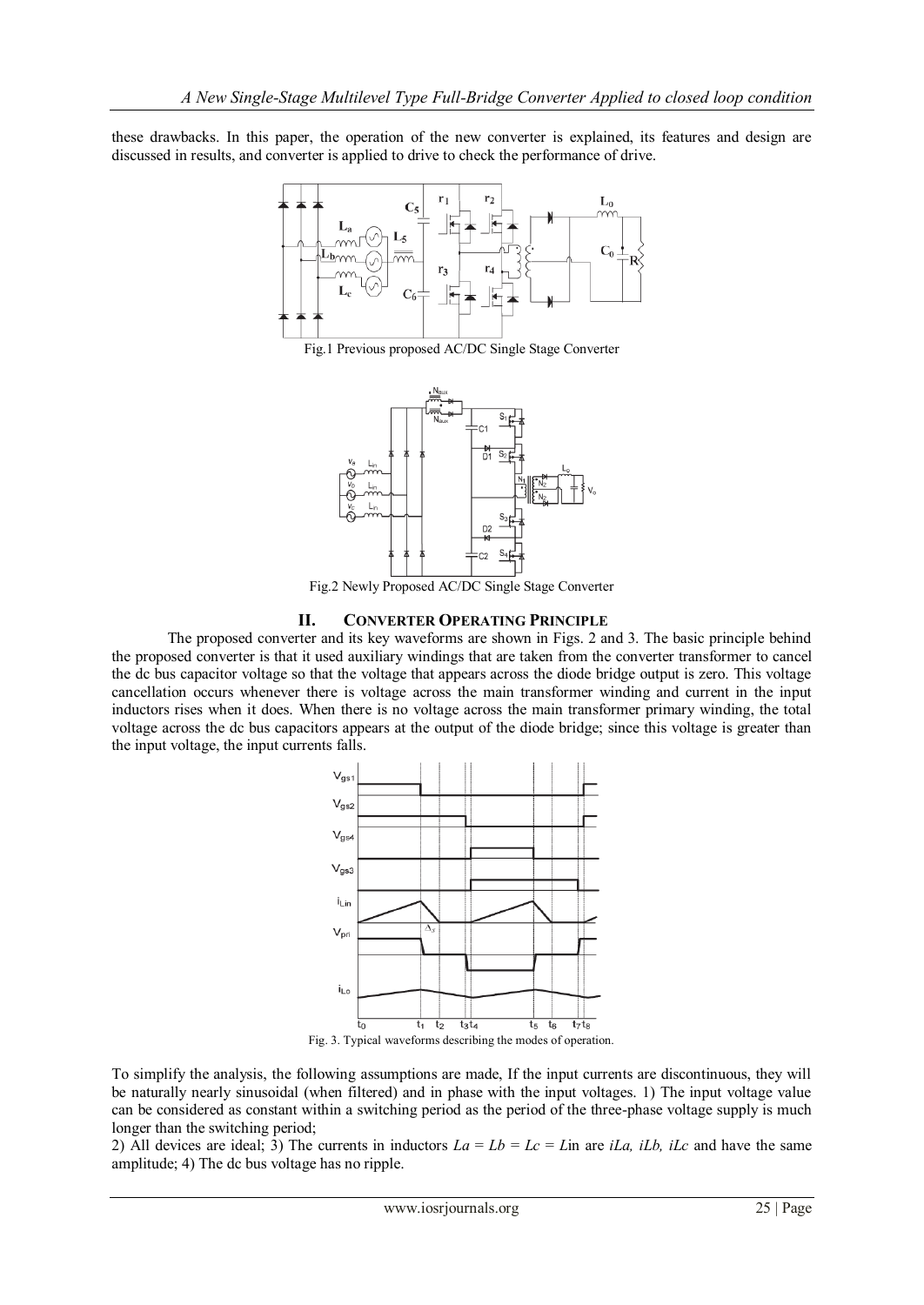these drawbacks. In this paper, the operation of the new converter is explained, its features and design are discussed in results, and converter is applied to drive to check the performance of drive.

Fig.1 Previous proposed AC/DC Single Stage Converter

Fig.2 Newly Proposed AC/DC Single Stage Converter

## II. CONVERTER OPERATING PRINCIPLE

The proposed converter and its key waveforms are shown in Figs. 2 and 3. The basic principle behind the proposed converter is that it used auxiliary windings that are taken from the converter transformer to cancel the dc bus capacitor voltage so that the voltage that appears across the diode bridge output is zero. This voltage cancellation occurs whenever there is voltage across the main transformer winding and current in the input inductors rises when it does. When there is no voltage across the main transformer primary winding, the total voltage across the dc bus capacitors appears at the output of the diode bridge; since this voltage is greater than the input voltage, the input currents falls.

Fig. 3. Typical waveforms describing the modes of operation.

To simplify the analysis, the following assumptions are made, If the input currents are discontinuous, they will be naturally nearly sinusoidal (when filtered) and in phase with the input voltages. 1) The input voltage value can be considered as constant within a switching period as the period of the three-phase voltage supply is much longer than the switching period;

2) All devices are ideal; 3) The currents in inductors $La = Lb = Lc = L$in are $iLa$, $iLb$, $iLc$ and have the same amplitude; 4) The dc bus voltage has no ripple.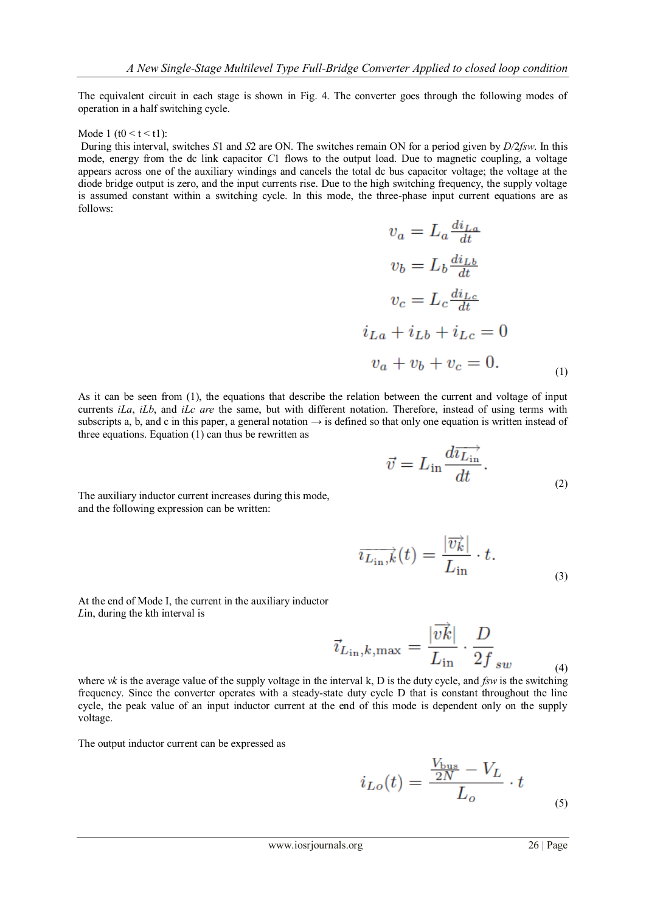The equivalent circuit in each stage is shown in Fig. 4. The converter goes through the following modes of operation in a half switching cycle.

Mode 1 ($t0 < t < t1$):

During this interval, switches *S*1 and *S*2 are ON. The switches remain ON for a period given by $D/2fsw$. In this mode, energy from the dc link capacitor *C*1 flows to the output load. Due to magnetic coupling, a voltage appears across one of the auxiliary windings and cancels the total dc bus capacitor voltage; the voltage at the diode bridge output is zero, and the input currents rise. Due to the high switching frequency, the supply voltage is assumed constant within a switching cycle. In this mode, the three-phase input current equations are as follows:

$$v_a = L_a \frac{di_{La}}{dt}$$
$$v_b = L_b \frac{di_{Lb}}{dt}$$
$$v_c = L_c \frac{di_{Lc}}{dt}$$
$$i_{La} + i_{Lb} + i_{Lc} = 0$$
$$v_a + v_b + v_c = 0. \tag{1}$$

As it can be seen from (1), the equations that describe the relation between the current and voltage of input currents *iLa*, *iLb*, and *iLc are* the same, but with different notation. Therefore, instead of using terms with subscripts a, b, and c in this paper, a general notation → is defined so that only one equation is written instead of three equations. Equation (1) can thus be rewritten as

$$\vec{v} = L_{\text{in}} \frac{d\overrightarrow{i_{L_{\text{in}}}}}{dt}. \tag{2}$$

The auxiliary inductor current increases during this mode, and the following expression can be written:

$$\overrightarrow{i_{L_{\text{in}},k}}(t) = \frac{|\overrightarrow{v_k}|}{L_{\text{in}}} \cdot t. \tag{3}$$

At the end of Mode I, the current in the auxiliary inductor *L*in, during the kth interval is

$$\vec{i}_{L_{\text{in}},k,\max} = \frac{|\overrightarrow{vk}|}{L_{\text{in}}} \cdot \frac{D}{2f_{sw}} \tag{4}$$

where *vk* is the average value of the supply voltage in the interval k, D is the duty cycle, and *fsw* is the switching frequency. Since the converter operates with a steady-state duty cycle D that is constant throughout the line cycle, the peak value of an input inductor current at the end of this mode is dependent only on the supply voltage.

The output inductor current can be expressed as

$$i_{Lo}(t) = \frac{\frac{V_{\text{bus}}}{2N} - V_L}{L_o} \cdot t \tag{5}$$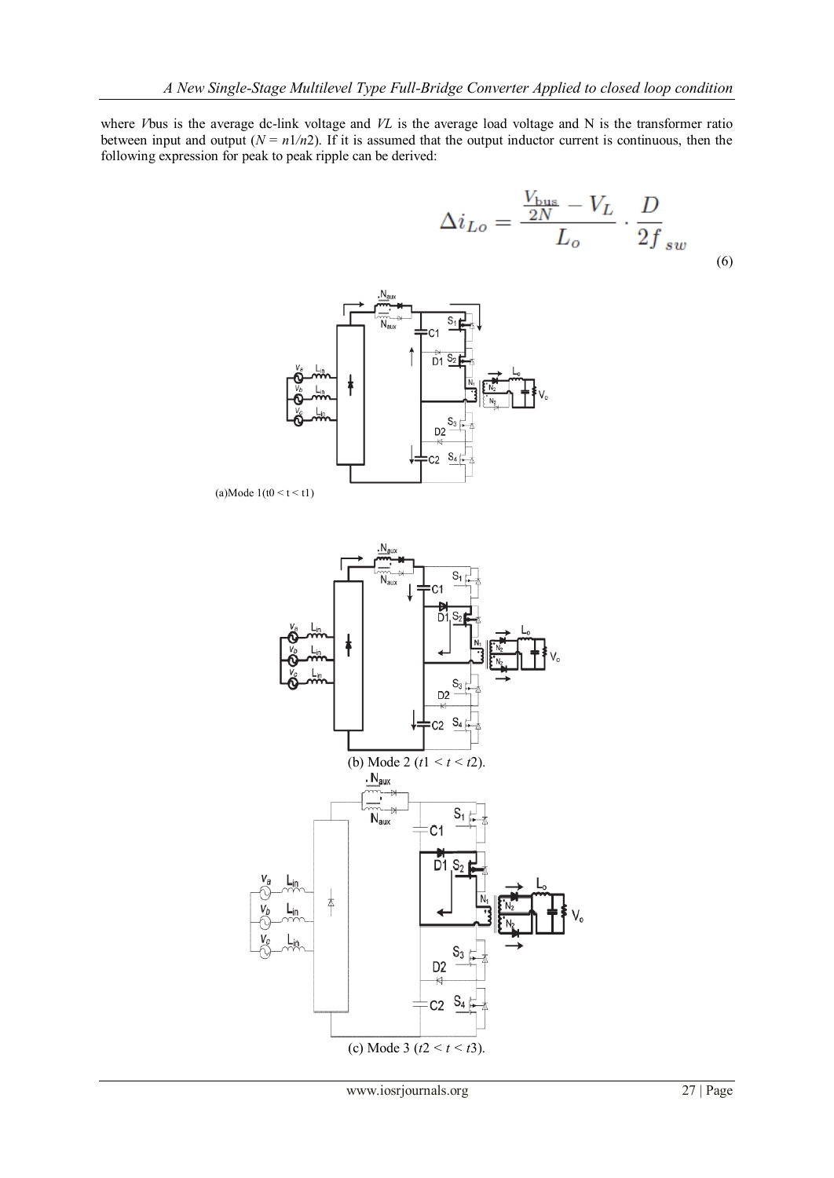where $V$bus is the average dc-link voltage and $VL$ is the average load voltage and N is the transformer ratio between input and output ($N = n1/n2$). If it is assumed that the output inductor current is continuous, then the following expression for peak to peak ripple can be derived:

$$\Delta i_{Lo} = \frac{\frac{V_{\text{bus}}}{2N} - V_L}{L_o} \cdot \frac{D}{2f_{sw}} \tag{6}$$

(a)Mode 1(t0 < t < t1)

(b) Mode 2 ($t1 < t < t2$).

(c) Mode 3 ($t2 < t < t3$).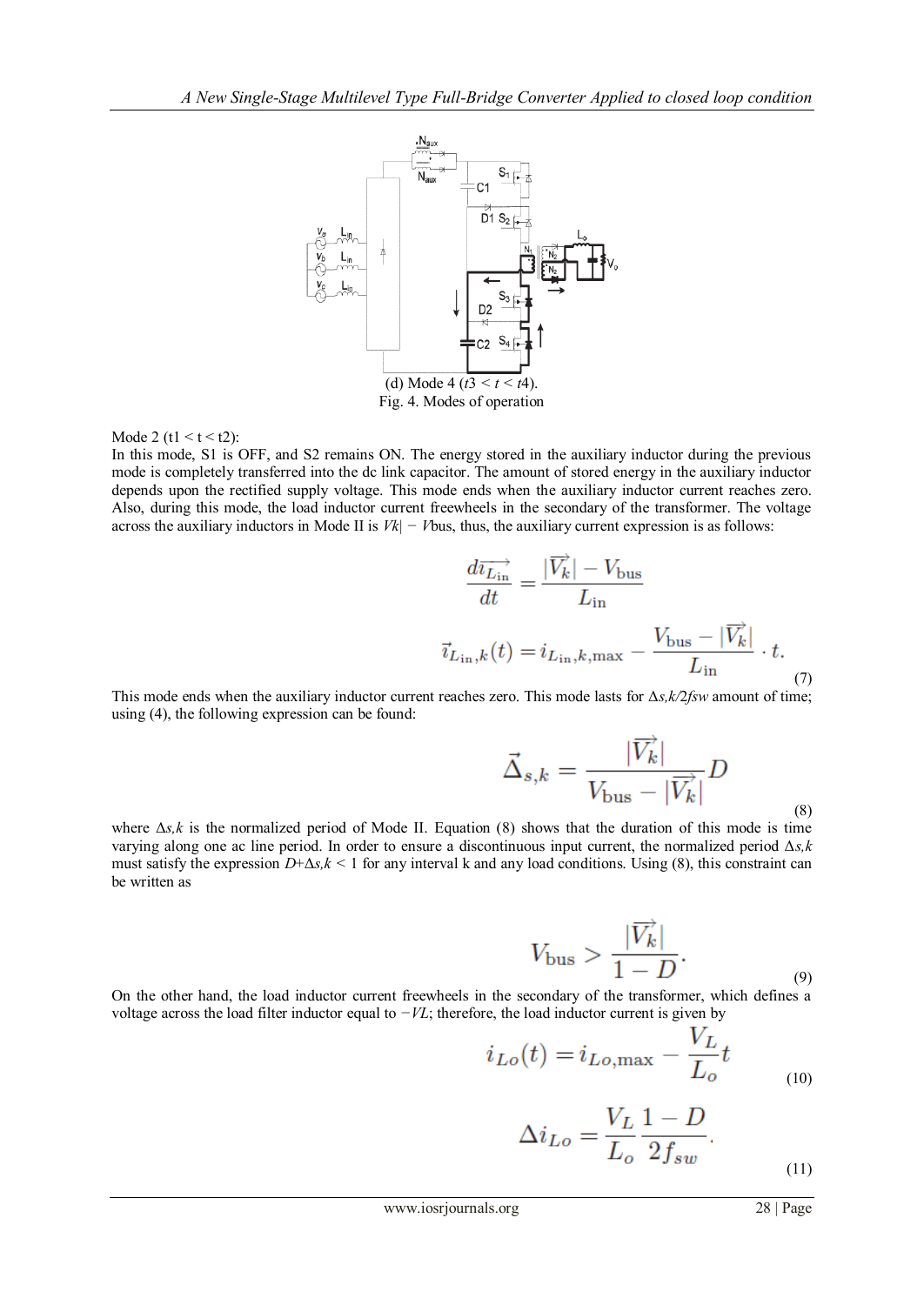(d) Mode 4 ($t3 < t < t4$).

Fig. 4. Modes of operation

Mode 2 ($t1 < t < t2$):

In this mode, S1 is OFF, and S2 remains ON. The energy stored in the auxiliary inductor during the previous mode is completely transferred into the dc link capacitor. The amount of stored energy in the auxiliary inductor depends upon the rectified supply voltage. This mode ends when the auxiliary inductor current reaches zero. Also, during this mode, the load inductor current freewheels in the secondary of the transformer. The voltage across the auxiliary inductors in Mode II is $Vk| - V$bus, thus, the auxiliary current expression is as follows:

$$\frac{d\overrightarrow{i_{L_{\rm in}}}}{dt} = \frac{|\overrightarrow{V_k}| - V_{\rm bus}}{L_{\rm in}}$$

$$\vec{i}_{L_{\rm in},k}(t) = i_{L_{\rm in},k,\max} - \frac{V_{\rm bus} - |\overrightarrow{V_k}|}{L_{\rm in}} \cdot t. \tag{7}$$

This mode ends when the auxiliary inductor current reaches zero. This mode lasts for $\Delta s,k/2fsw$ amount of time; using (4), the following expression can be found:

$$\vec{\Delta}_{s,k} = \frac{|\overrightarrow{V_k}|}{V_{\rm bus} - |\overrightarrow{V_k}|} D \tag{8}$$

where $\Delta s,k$ is the normalized period of Mode II. Equation (8) shows that the duration of this mode is time varying along one ac line period. In order to ensure a discontinuous input current, the normalized period $\Delta s,k$ must satisfy the expression $D+\Delta s,k < 1$ for any interval k and any load conditions. Using (8), this constraint can be written as

$$V_{\rm bus} > \frac{|\overrightarrow{V_k}|}{1-D}. \tag{9}$$

On the other hand, the load inductor current freewheels in the secondary of the transformer, which defines a voltage across the load filter inductor equal to $-VL$; therefore, the load inductor current is given by

$$i_{Lo}(t) = i_{Lo,\max} - \frac{V_L}{L_o} t \tag{10}$$

$$\Delta i_{Lo} = \frac{V_L}{L_o} \frac{1-D}{2f_{sw}}. \tag{11}$$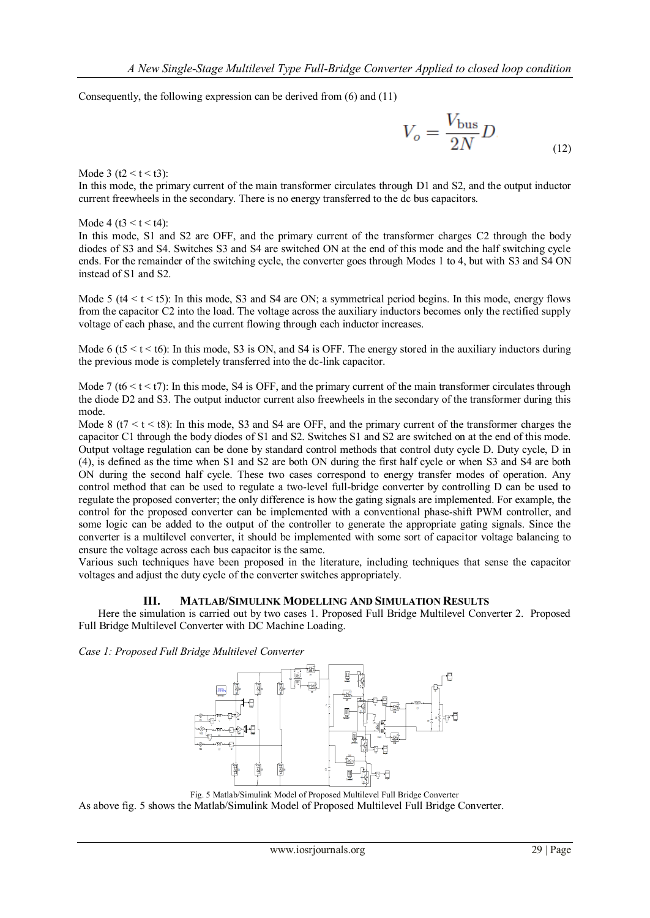Consequently, the following expression can be derived from (6) and (11)

$$V_o = \frac{V_{\text{bus}}}{2N} D \tag{12}$$

Mode 3 ($t2 < t < t3$):
In this mode, the primary current of the main transformer circulates through D1 and S2, and the output inductor current freewheels in the secondary. There is no energy transferred to the dc bus capacitors.

Mode 4 ($t3 < t < t4$):
In this mode, S1 and S2 are OFF, and the primary current of the transformer charges C2 through the body diodes of S3 and S4. Switches S3 and S4 are switched ON at the end of this mode and the half switching cycle ends. For the remainder of the switching cycle, the converter goes through Modes 1 to 4, but with S3 and S4 ON instead of S1 and S2.

Mode 5 ($t4 < t < t5$): In this mode, S3 and S4 are ON; a symmetrical period begins. In this mode, energy flows from the capacitor C2 into the load. The voltage across the auxiliary inductors becomes only the rectified supply voltage of each phase, and the current flowing through each inductor increases.

Mode 6 ($t5 < t < t6$): In this mode, S3 is ON, and S4 is OFF. The energy stored in the auxiliary inductors during the previous mode is completely transferred into the dc-link capacitor.

Mode 7 ($t6 < t < t7$): In this mode, S4 is OFF, and the primary current of the main transformer circulates through the diode D2 and S3. The output inductor current also freewheels in the secondary of the transformer during this mode.
Mode 8 ($t7 < t < t8$): In this mode, S3 and S4 are OFF, and the primary current of the transformer charges the capacitor C1 through the body diodes of S1 and S2. Switches S1 and S2 are switched on at the end of this mode. Output voltage regulation can be done by standard control methods that control duty cycle D. Duty cycle, D in (4), is defined as the time when S1 and S2 are both ON during the first half cycle or when S3 and S4 are both ON during the second half cycle. These two cases correspond to energy transfer modes of operation. Any control method that can be used to regulate a two-level full-bridge converter by controlling D can be used to regulate the proposed converter; the only difference is how the gating signals are implemented. For example, the control for the proposed converter can be implemented with a conventional phase-shift PWM controller, and some logic can be added to the output of the controller to generate the appropriate gating signals. Since the converter is a multilevel converter, it should be implemented with some sort of capacitor voltage balancing to ensure the voltage across each bus capacitor is the same.
Various such techniques have been proposed in the literature, including techniques that sense the capacitor voltages and adjust the duty cycle of the converter switches appropriately.

## III. MATLAB/SIMULINK MODELLING AND SIMULATION RESULTS

Here the simulation is carried out by two cases 1. Proposed Full Bridge Multilevel Converter 2. Proposed Full Bridge Multilevel Converter with DC Machine Loading.

*Case 1: Proposed Full Bridge Multilevel Converter*

Fig. 5 Matlab/Simulink Model of Proposed Multilevel Full Bridge Converter

As above fig. 5 shows the Matlab/Simulink Model of Proposed Multilevel Full Bridge Converter.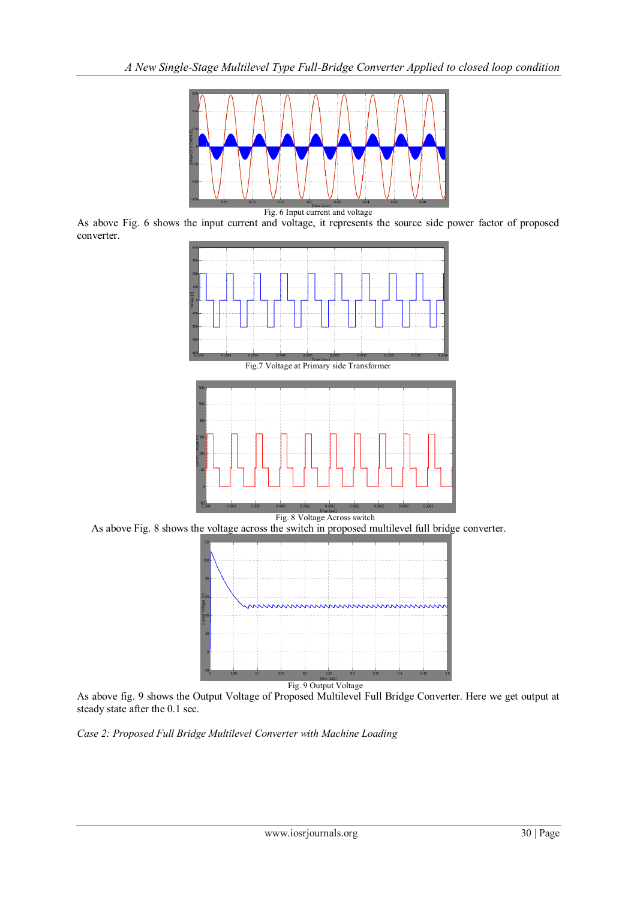Fig. 6 Input current and voltage

As above Fig. 6 shows the input current and voltage, it represents the source side power factor of proposed converter.

Fig.7 Voltage at Primary side Transformer

Fig. 8 Voltage Across switch

As above Fig. 8 shows the voltage across the switch in proposed multilevel full bridge converter.

Fig. 9 Output Voltage

As above fig. 9 shows the Output Voltage of Proposed Multilevel Full Bridge Converter. Here we get output at steady state after the 0.1 sec.

*Case 2: Proposed Full Bridge Multilevel Converter with Machine Loading*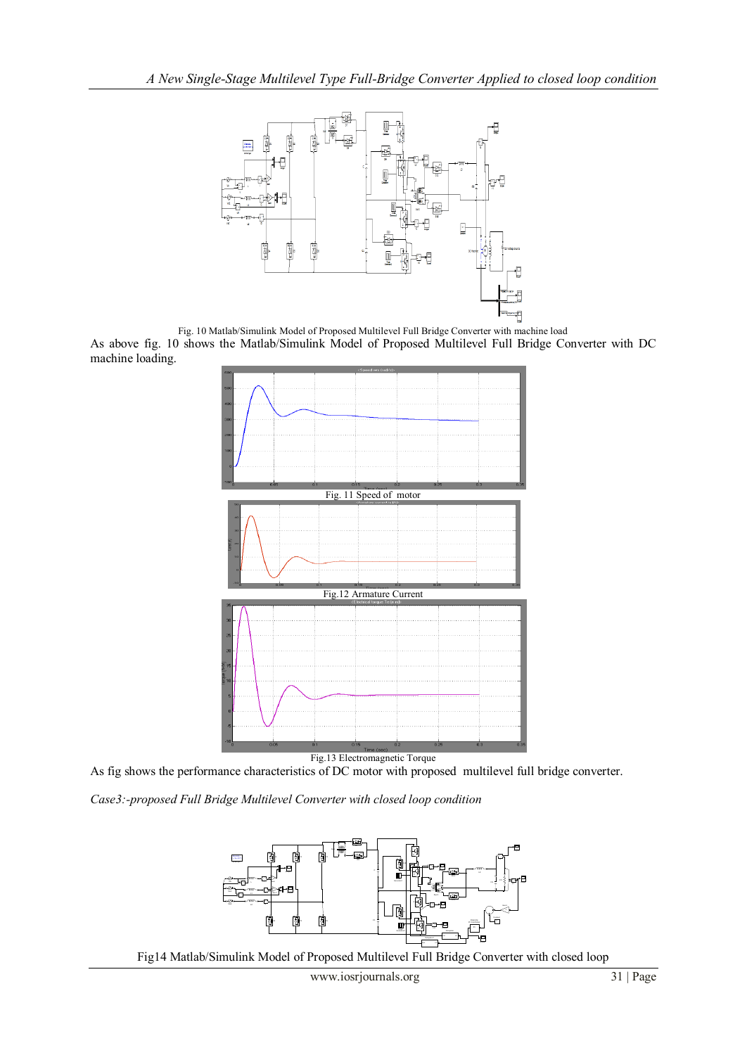Fig. 10 Matlab/Simulink Model of Proposed Multilevel Full Bridge Converter with machine load

As above fig. 10 shows the Matlab/Simulink Model of Proposed Multilevel Full Bridge Converter with DC machine loading.

Fig. 11 Speed of motor

Fig.12 Armature Current

Fig.13 Electromagnetic Torque

As fig shows the performance characteristics of DC motor with proposed multilevel full bridge converter.

*Case3:-proposed Full Bridge Multilevel Converter with closed loop condition*

Fig14 Matlab/Simulink Model of Proposed Multilevel Full Bridge Converter with closed loop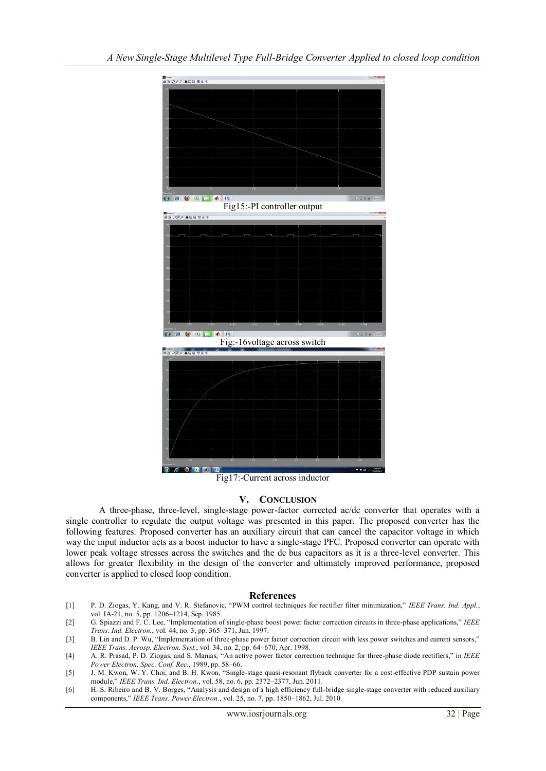Fig15:-PI controller output

Fig:-16voltage across switch

Fig17:-Current across inductor

## V. CONCLUSION

A three-phase, three-level, single-stage power-factor corrected ac/dc converter that operates with a single controller to regulate the output voltage was presented in this paper. The proposed converter has the following features. Proposed converter has an auxiliary circuit that can cancel the capacitor voltage in which way the input inductor acts as a boost inductor to have a single-stage PFC. Proposed converter can operate with lower peak voltage stresses across the switches and the dc bus capacitors as it is a three-level converter. This allows for greater flexibility in the design of the converter and ultimately improved performance, proposed converter is applied to closed loop condition.

## References

[1] P. D. Ziogas, Y. Kang, and V. R. Stefanovic, "PWM control techniques for rectifier filter minimization," *IEEE Trans. Ind. Appl.*, vol. IA-21, no. 5, pp. 1206–1214, Sep. 1985.

[2] G. Spiazzi and F. C. Lee, "Implementation of single-phase boost power factor correction circuits in three-phase applications," *IEEE Trans. Ind. Electron.*, vol. 44, no. 3, pp. 365–371, Jun. 1997.

[3] B. Lin and D. P. Wu, "Implementation of three-phase power factor correction circuit with less power switches and current sensors," *IEEE Trans. Aerosp. Electron. Syst.*, vol. 34, no. 2, pp. 64–670, Apr. 1998.

[4] A. R. Prasad, P. D. Ziogas, and S. Manias, "An active power factor correction technique for three-phase diode rectifiers," in *IEEE Power Electron. Spec. Conf. Rec.*, 1989, pp. 58–66.

[5] J. M. Kwon, W. Y. Choi, and B. H. Kwon, "Single-stage quasi-resonant flyback converter for a cost-effective PDP sustain power module," *IEEE Trans. Ind. Electron.*, vol. 58, no. 6, pp. 2372–2377, Jun. 2011.

[6] H. S. Ribeiro and B. V. Borges, "Analysis and design of a high efficiency full-bridge single-stage converter with reduced auxiliary components," *IEEE Trans. Power Electron.*, vol. 25, no. 7, pp. 1850–1862, Jul. 2010.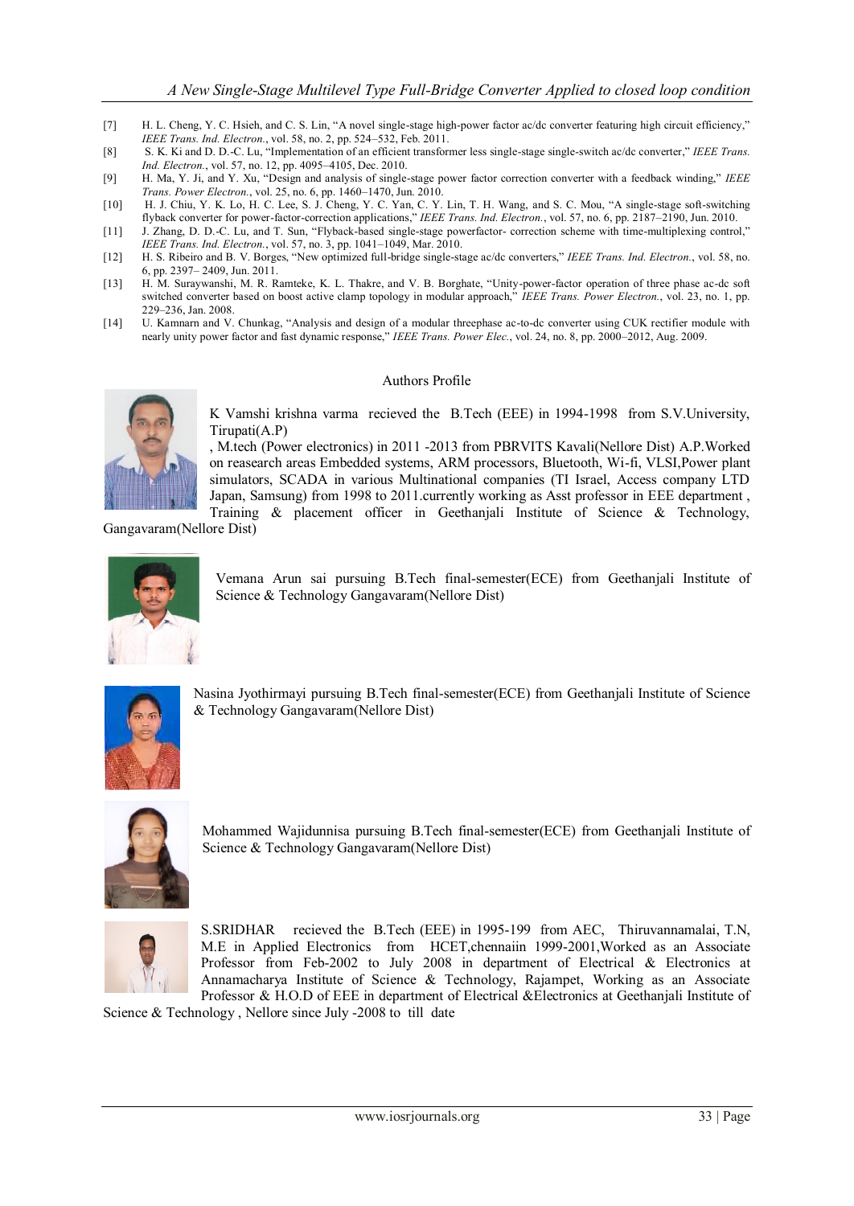[7] H. L. Cheng, Y. C. Hsieh, and C. S. Lin, "A novel single-stage high-power factor ac/dc converter featuring high circuit efficiency," *IEEE Trans. Ind. Electron.*, vol. 58, no. 2, pp. 524–532, Feb. 2011.

[8] S. K. Ki and D. D.-C. Lu, "Implementation of an efficient transformer less single-stage single-switch ac/dc converter," *IEEE Trans. Ind. Electron.*, vol. 57, no. 12, pp. 4095–4105, Dec. 2010.

[9] H. Ma, Y. Ji, and Y. Xu, "Design and analysis of single-stage power factor correction converter with a feedback winding," *IEEE Trans. Power Electron.*, vol. 25, no. 6, pp. 1460–1470, Jun. 2010.

[10] H. J. Chiu, Y. K. Lo, H. C. Lee, S. J. Cheng, Y. C. Yan, C. Y. Lin, T. H. Wang, and S. C. Mou, "A single-stage soft-switching flyback converter for power-factor-correction applications," *IEEE Trans. Ind. Electron.*, vol. 57, no. 6, pp. 2187–2190, Jun. 2010.

[11] J. Zhang, D. D.-C. Lu, and T. Sun, "Flyback-based single-stage powerfactor- correction scheme with time-multiplexing control," *IEEE Trans. Ind. Electron.*, vol. 57, no. 3, pp. 1041–1049, Mar. 2010.

[12] H. S. Ribeiro and B. V. Borges, "New optimized full-bridge single-stage ac/dc converters," *IEEE Trans. Ind. Electron.*, vol. 58, no. 6, pp. 2397– 2409, Jun. 2011.

[13] H. M. Suraywanshi, M. R. Ramteke, K. L. Thakre, and V. B. Borghate, "Unity-power-factor operation of three phase ac-dc soft switched converter based on boost active clamp topology in modular approach," *IEEE Trans. Power Electron.*, vol. 23, no. 1, pp. 229–236, Jan. 2008.

[14] U. Kamnarn and V. Chunkag, "Analysis and design of a modular threephase ac-to-dc converter using CUK rectifier module with nearly unity power factor and fast dynamic response," *IEEE Trans. Power Elec.*, vol. 24, no. 8, pp. 2000–2012, Aug. 2009.

## Authors Profile

K Vamshi krishna varma recieved the B.Tech (EEE) in 1994-1998 from S.V.University, Tirupati(A.P) , M.tech (Power electronics) in 2011 -2013 from PBRVITS Kavali(Nellore Dist) A.P.Worked on reasearch areas Embedded systems, ARM processors, Bluetooth, Wi-fi, VLSI,Power plant simulators, SCADA in various Multinational companies (TI Israel, Access company LTD Japan, Samsung) from 1998 to 2011.currently working as Asst professor in EEE department , Training & placement officer in Geethanjali Institute of Science & Technology, Gangavaram(Nellore Dist)

Vemana Arun sai pursuing B.Tech final-semester(ECE) from Geethanjali Institute of Science & Technology Gangavaram(Nellore Dist)

Nasina Jyothirmayi pursuing B.Tech final-semester(ECE) from Geethanjali Institute of Science & Technology Gangavaram(Nellore Dist)

Mohammed Wajidunnisa pursuing B.Tech final-semester(ECE) from Geethanjali Institute of Science & Technology Gangavaram(Nellore Dist)

S.SRIDHAR recieved the B.Tech (EEE) in 1995-199 from AEC, Thiruvannamalai, T.N, M.E in Applied Electronics from HCET,chennaiin 1999-2001,Worked as an Associate Professor from Feb-2002 to July 2008 in department of Electrical & Electronics at Annamacharya Institute of Science & Technology, Rajampet, Working as an Associate Professor & H.O.D of EEE in department of Electrical &Electronics at Geethanjali Institute of Science & Technology , Nellore since July -2008 to till date